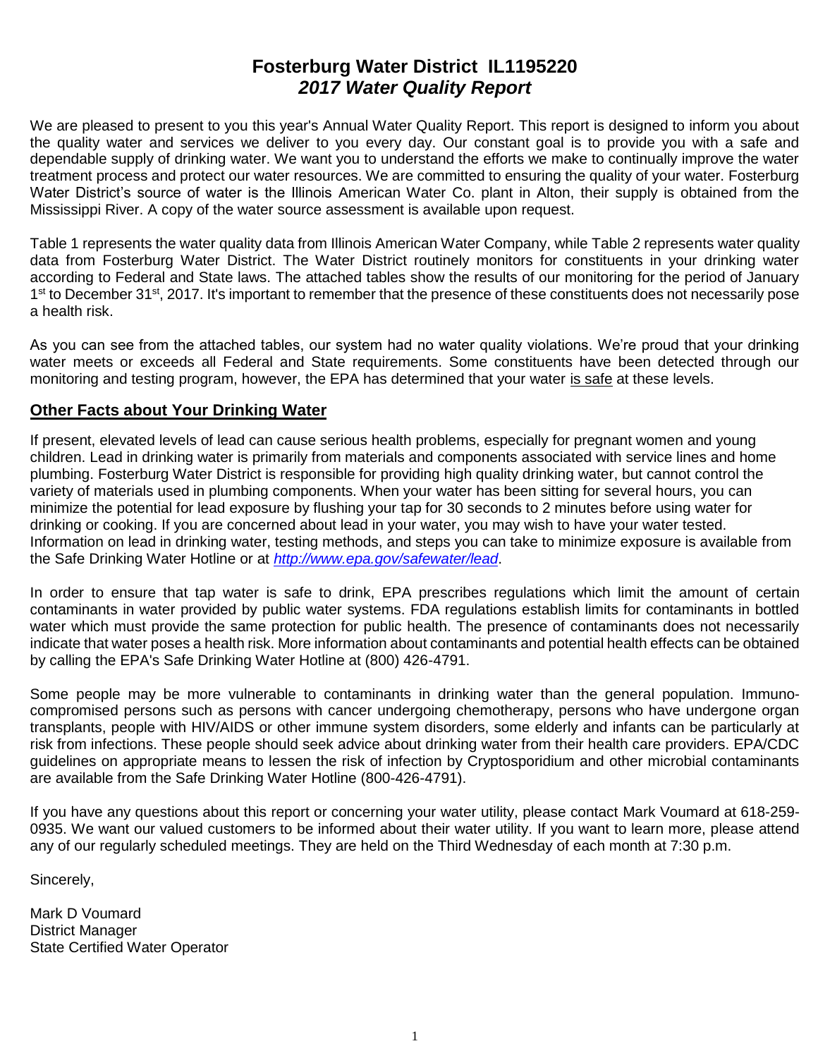# Fosterburg Water District IL1195220
## *2017 Water Quality Report*

We are pleased to present to you this year's Annual Water Quality Report. This report is designed to inform you about the quality water and services we deliver to you every day. Our constant goal is to provide you with a safe and dependable supply of drinking water. We want you to understand the efforts we make to continually improve the water treatment process and protect our water resources. We are committed to ensuring the quality of your water. Fosterburg Water District's source of water is the Illinois American Water Co. plant in Alton, their supply is obtained from the Mississippi River. A copy of the water source assessment is available upon request.

Table 1 represents the water quality data from Illinois American Water Company, while Table 2 represents water quality data from Fosterburg Water District. The Water District routinely monitors for constituents in your drinking water according to Federal and State laws. The attached tables show the results of our monitoring for the period of January 1st to December 31st, 2017. It's important to remember that the presence of these constituents does not necessarily pose a health risk.

As you can see from the attached tables, our system had no water quality violations. We're proud that your drinking water meets or exceeds all Federal and State requirements. Some constituents have been detected through our monitoring and testing program, however, the EPA has determined that your water is safe at these levels.

## Other Facts about Your Drinking Water

If present, elevated levels of lead can cause serious health problems, especially for pregnant women and young children. Lead in drinking water is primarily from materials and components associated with service lines and home plumbing. Fosterburg Water District is responsible for providing high quality drinking water, but cannot control the variety of materials used in plumbing components. When your water has been sitting for several hours, you can minimize the potential for lead exposure by flushing your tap for 30 seconds to 2 minutes before using water for drinking or cooking. If you are concerned about lead in your water, you may wish to have your water tested. Information on lead in drinking water, testing methods, and steps you can take to minimize exposure is available from the Safe Drinking Water Hotline or at *http://www.epa.gov/safewater/lead*.

In order to ensure that tap water is safe to drink, EPA prescribes regulations which limit the amount of certain contaminants in water provided by public water systems. FDA regulations establish limits for contaminants in bottled water which must provide the same protection for public health. The presence of contaminants does not necessarily indicate that water poses a health risk. More information about contaminants and potential health effects can be obtained by calling the EPA's Safe Drinking Water Hotline at (800) 426-4791.

Some people may be more vulnerable to contaminants in drinking water than the general population. Immuno-compromised persons such as persons with cancer undergoing chemotherapy, persons who have undergone organ transplants, people with HIV/AIDS or other immune system disorders, some elderly and infants can be particularly at risk from infections. These people should seek advice about drinking water from their health care providers. EPA/CDC guidelines on appropriate means to lessen the risk of infection by Cryptosporidium and other microbial contaminants are available from the Safe Drinking Water Hotline (800-426-4791).

If you have any questions about this report or concerning your water utility, please contact Mark Voumard at 618-259-0935. We want our valued customers to be informed about their water utility. If you want to learn more, please attend any of our regularly scheduled meetings. They are held on the Third Wednesday of each month at 7:30 p.m.

Sincerely,

Mark D Voumard
District Manager
State Certified Water Operator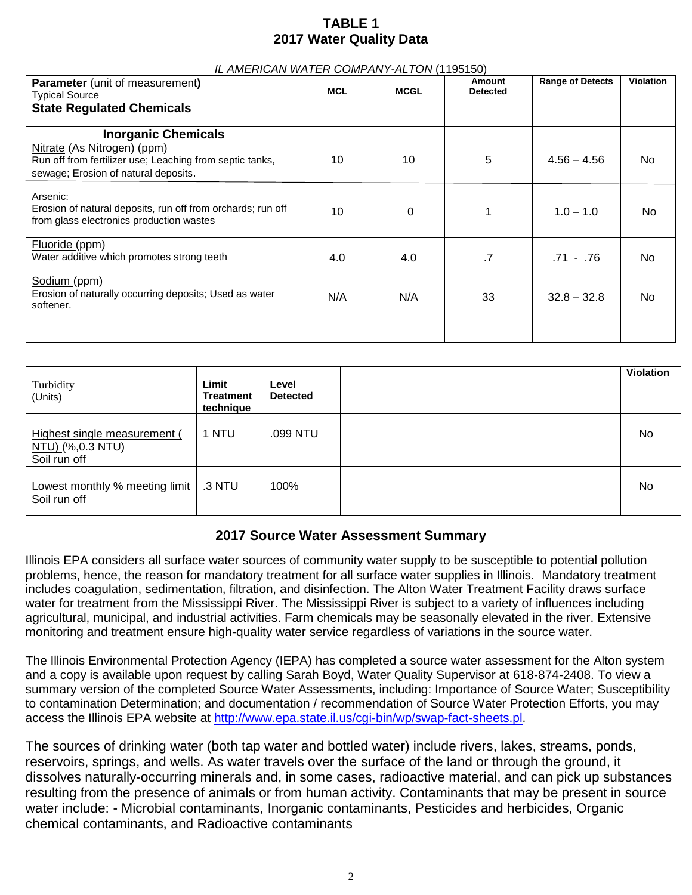# TABLE 1
## 2017 Water Quality Data

*IL AMERICAN WATER COMPANY-ALTON* (1195150)

| **Parameter** (unit of measurement) Typical Source **State Regulated Chemicals** | MCL | MCGL | Amount Detected | Range of Detects | Violation |
|---|---|---|---|---|---|
| **Inorganic Chemicals** Nitrate (As Nitrogen) (ppm) Run off from fertilizer use; Leaching from septic tanks, sewage; Erosion of natural deposits. | 10 | 10 | 5 | 4.56 – 4.56 | No |
| Arsenic: Erosion of natural deposits, run off from orchards; run off from glass electronics production wastes | 10 | 0 | 1 | 1.0 – 1.0 | No |
| Fluoride (ppm) Water additive which promotes strong teeth | 4.0 | 4.0 | .7 | .71 - .76 | No |
| Sodium (ppm) Erosion of naturally occurring deposits; Used as water softener. | N/A | N/A | 33 | 32.8 – 32.8 | No |

| Turbidity (Units) | Limit Treatment technique | Level Detected | | Violation |
|---|---|---|---|---|
| Highest single measurement ( NTU) (%,0.3 NTU) Soil run off | 1 NTU | .099 NTU | | No |
| Lowest monthly % meeting limit Soil run off | .3 NTU | 100% | | No |

## 2017 Source Water Assessment Summary

Illinois EPA considers all surface water sources of community water supply to be susceptible to potential pollution problems, hence, the reason for mandatory treatment for all surface water supplies in Illinois. Mandatory treatment includes coagulation, sedimentation, filtration, and disinfection. The Alton Water Treatment Facility draws surface water for treatment from the Mississippi River. The Mississippi River is subject to a variety of influences including agricultural, municipal, and industrial activities. Farm chemicals may be seasonally elevated in the river. Extensive monitoring and treatment ensure high-quality water service regardless of variations in the source water.

The Illinois Environmental Protection Agency (IEPA) has completed a source water assessment for the Alton system and a copy is available upon request by calling Sarah Boyd, Water Quality Supervisor at 618-874-2408. To view a summary version of the completed Source Water Assessments, including: Importance of Source Water; Susceptibility to contamination Determination; and documentation / recommendation of Source Water Protection Efforts, you may access the Illinois EPA website at http://www.epa.state.il.us/cgi-bin/wp/swap-fact-sheets.pl.

The sources of drinking water (both tap water and bottled water) include rivers, lakes, streams, ponds, reservoirs, springs, and wells. As water travels over the surface of the land or through the ground, it dissolves naturally-occurring minerals and, in some cases, radioactive material, and can pick up substances resulting from the presence of animals or from human activity. Contaminants that may be present in source water include: - Microbial contaminants, Inorganic contaminants, Pesticides and herbicides, Organic chemical contaminants, and Radioactive contaminants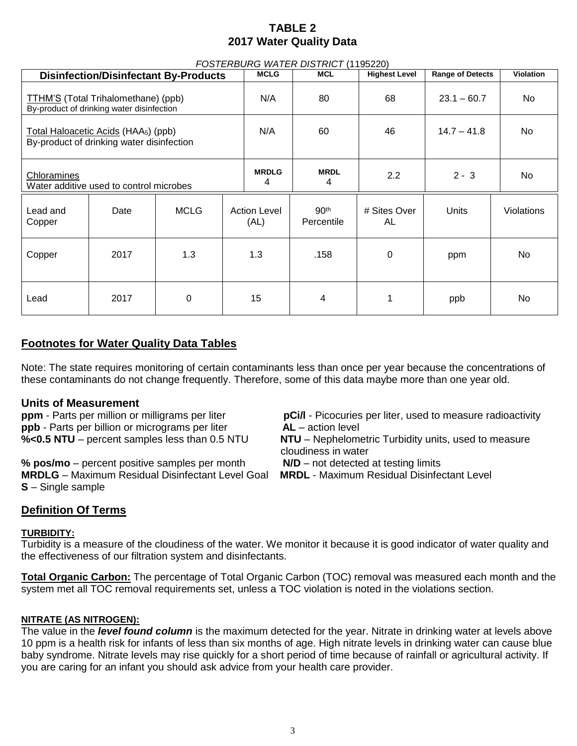# TABLE 2
## 2017 Water Quality Data

*FOSTERBURG WATER DISTRICT* (1195220)

| Disinfection/Disinfectant By-Products | MCLG | MCL | Highest Level | Range of Detects | Violation |
|---|---|---|---|---|---|
| TTHM'S (Total Trihalomethane) (ppb) By-product of drinking water disinfection | N/A | 80 | 68 | 23.1 – 60.7 | No |
| Total Haloacetic Acids ($HAA_5$) (ppb) By-product of drinking water disinfection | N/A | 60 | 46 | 14.7 – 41.8 | No |
| Chloramines Water additive used to control microbes | MRDLG 4 | MRDL 4 | 2.2 | 2 - 3 | No |

| Lead and Copper | Date | MCLG | Action Level (AL) | 90th Percentile | # Sites Over AL | Units | Violations |
|---|---|---|---|---|---|---|---|
| Copper | 2017 | 1.3 | 1.3 | .158 | 0 | ppm | No |
| Lead | 2017 | 0 | 15 | 4 | 1 | ppb | No |

## Footnotes for Water Quality Data Tables

Note: The state requires monitoring of certain contaminants less than once per year because the concentrations of these contaminants do not change frequently. Therefore, some of this data maybe more than one year old.

### Units of Measurement

**ppm** - Parts per million or milligrams per liter

**ppb** - Parts per billion or micrograms per liter

**%<0.5 NTU** – percent samples less than 0.5 NTU

**% pos/mo** – percent positive samples per month

**MRDLG** – Maximum Residual Disinfectant Level Goal

**S** – Single sample

**pCi/l** - Picocuries per liter, used to measure radioactivity

**AL** – action level

**NTU** – Nephelometric Turbidity units, used to measure cloudiness in water

**N/D** – not detected at testing limits

**MRDL** - Maximum Residual Disinfectant Level

## Definition Of Terms

**TURBIDITY:**
Turbidity is a measure of the cloudiness of the water. We monitor it because it is good indicator of water quality and the effectiveness of our filtration system and disinfectants.

**Total Organic Carbon:** The percentage of Total Organic Carbon (TOC) removal was measured each month and the system met all TOC removal requirements set, unless a TOC violation is noted in the violations section.

**NITRATE (AS NITROGEN):**
The value in the ***level found column*** is the maximum detected for the year. Nitrate in drinking water at levels above 10 ppm is a health risk for infants of less than six months of age. High nitrate levels in drinking water can cause blue baby syndrome. Nitrate levels may rise quickly for a short period of time because of rainfall or agricultural activity. If you are caring for an infant you should ask advice from your health care provider.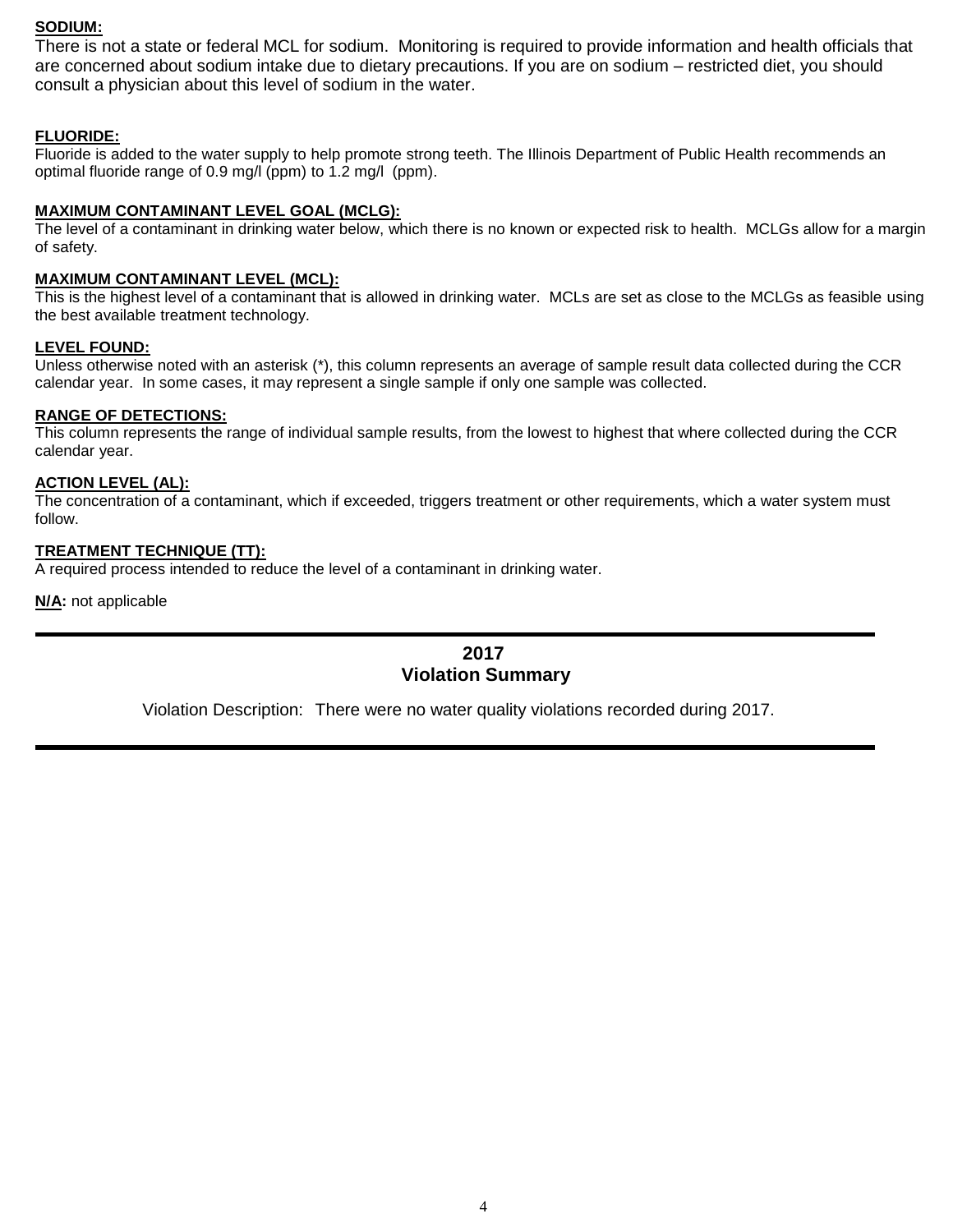**SODIUM:**

There is not a state or federal MCL for sodium. Monitoring is required to provide information and health officials that are concerned about sodium intake due to dietary precautions. If you are on sodium – restricted diet, you should consult a physician about this level of sodium in the water.

**FLUORIDE:**

Fluoride is added to the water supply to help promote strong teeth. The Illinois Department of Public Health recommends an optimal fluoride range of 0.9 mg/l (ppm) to 1.2 mg/l (ppm).

**MAXIMUM CONTAMINANT LEVEL GOAL (MCLG):**

The level of a contaminant in drinking water below, which there is no known or expected risk to health. MCLGs allow for a margin of safety.

**MAXIMUM CONTAMINANT LEVEL (MCL):**

This is the highest level of a contaminant that is allowed in drinking water. MCLs are set as close to the MCLGs as feasible using the best available treatment technology.

**LEVEL FOUND:**

Unless otherwise noted with an asterisk (*), this column represents an average of sample result data collected during the CCR calendar year. In some cases, it may represent a single sample if only one sample was collected.

**RANGE OF DETECTIONS:**

This column represents the range of individual sample results, from the lowest to highest that where collected during the CCR calendar year.

**ACTION LEVEL (AL):**

The concentration of a contaminant, which if exceeded, triggers treatment or other requirements, which a water system must follow.

**TREATMENT TECHNIQUE (TT):**

A required process intended to reduce the level of a contaminant in drinking water.

**N/A:** not applicable

---

## 2017
## Violation Summary

Violation Description: There were no water quality violations recorded during 2017.

---